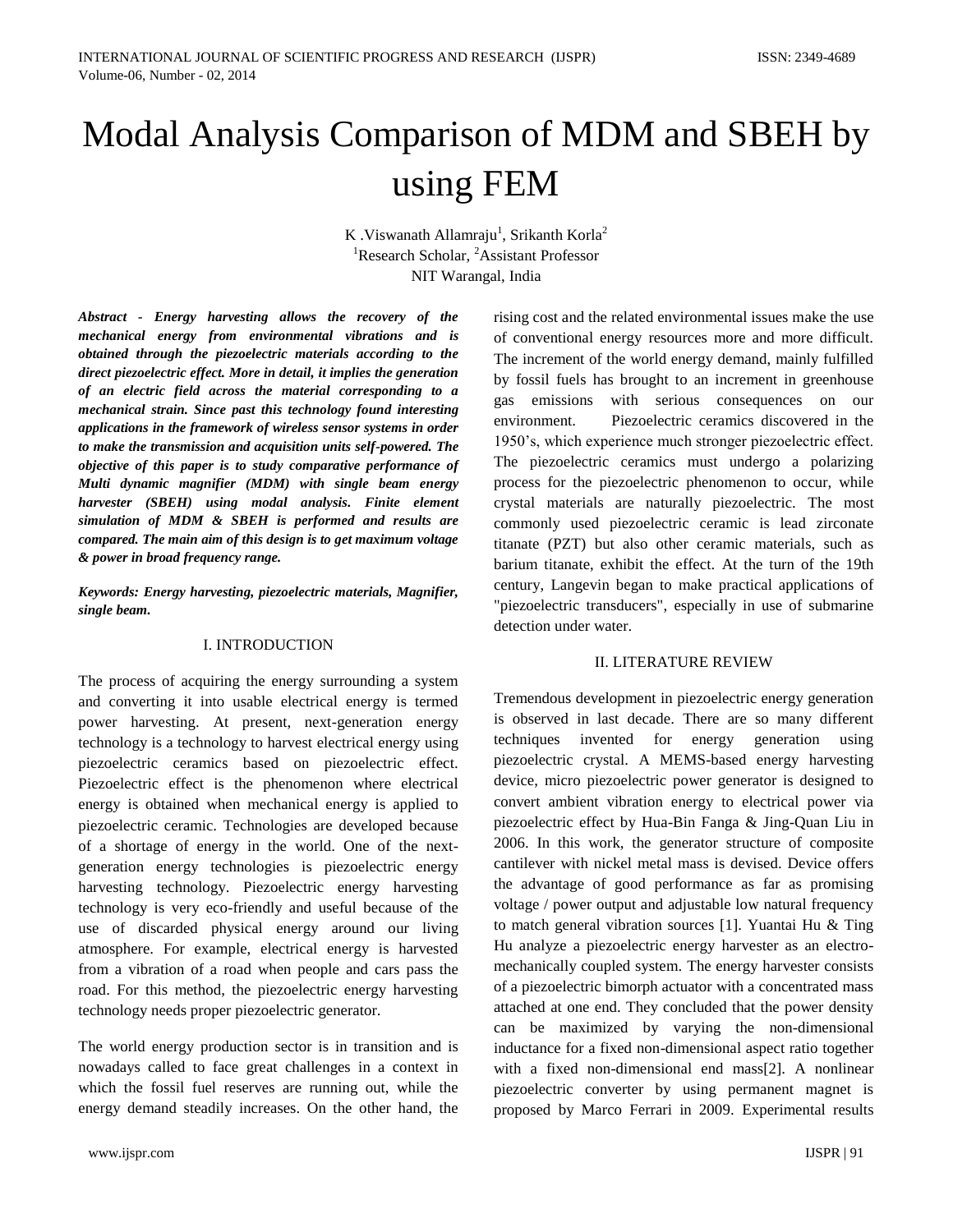# Modal Analysis Comparison of MDM and SBEH by using FEM

K .Viswanath Allamraju[1], Srikanth Korla[2]
[1]Research Scholar, [2]Assistant Professor
NIT Warangal, India

***Abstract - Energy harvesting allows the recovery of the mechanical energy from environmental vibrations and is obtained through the piezoelectric materials according to the direct piezoelectric effect. More in detail, it implies the generation of an electric field across the material corresponding to a mechanical strain. Since past this technology found interesting applications in the framework of wireless sensor systems in order to make the transmission and acquisition units self-powered. The objective of this paper is to study comparative performance of Multi dynamic magnifier (MDM) with single beam energy harvester (SBEH) using modal analysis. Finite element simulation of MDM & SBEH is performed and results are compared. The main aim of this design is to get maximum voltage & power in broad frequency range.***

***Keywords: Energy harvesting, piezoelectric materials, Magnifier, single beam.***

## I. INTRODUCTION

The process of acquiring the energy surrounding a system and converting it into usable electrical energy is termed power harvesting. At present, next-generation energy technology is a technology to harvest electrical energy using piezoelectric ceramics based on piezoelectric effect. Piezoelectric effect is the phenomenon where electrical energy is obtained when mechanical energy is applied to piezoelectric ceramic. Technologies are developed because of a shortage of energy in the world. One of the next-generation energy technologies is piezoelectric energy harvesting technology. Piezoelectric energy harvesting technology is very eco-friendly and useful because of the use of discarded physical energy around our living atmosphere. For example, electrical energy is harvested from a vibration of a road when people and cars pass the road. For this method, the piezoelectric energy harvesting technology needs proper piezoelectric generator.

The world energy production sector is in transition and is nowadays called to face great challenges in a context in which the fossil fuel reserves are running out, while the energy demand steadily increases. On the other hand, the rising cost and the related environmental issues make the use of conventional energy resources more and more difficult. The increment of the world energy demand, mainly fulfilled by fossil fuels has brought to an increment in greenhouse gas emissions with serious consequences on our environment. Piezoelectric ceramics discovered in the 1950's, which experience much stronger piezoelectric effect. The piezoelectric ceramics must undergo a polarizing process for the piezoelectric phenomenon to occur, while crystal materials are naturally piezoelectric. The most commonly used piezoelectric ceramic is lead zirconate titanate (PZT) but also other ceramic materials, such as barium titanate, exhibit the effect. At the turn of the 19th century, Langevin began to make practical applications of "piezoelectric transducers", especially in use of submarine detection under water.

## II. LITERATURE REVIEW

Tremendous development in piezoelectric energy generation is observed in last decade. There are so many different techniques invented for energy generation using piezoelectric crystal. A MEMS-based energy harvesting device, micro piezoelectric power generator is designed to convert ambient vibration energy to electrical power via piezoelectric effect by Hua-Bin Fanga & Jing-Quan Liu in 2006. In this work, the generator structure of composite cantilever with nickel metal mass is devised. Device offers the advantage of good performance as far as promising voltage / power output and adjustable low natural frequency to match general vibration sources [1]. Yuantai Hu & Ting Hu analyze a piezoelectric energy harvester as an electro-mechanically coupled system. The energy harvester consists of a piezoelectric bimorph actuator with a concentrated mass attached at one end. They concluded that the power density can be maximized by varying the non-dimensional inductance for a fixed non-dimensional aspect ratio together with a fixed non-dimensional end mass[2]. A nonlinear piezoelectric converter by using permanent magnet is proposed by Marco Ferrari in 2009. Experimental results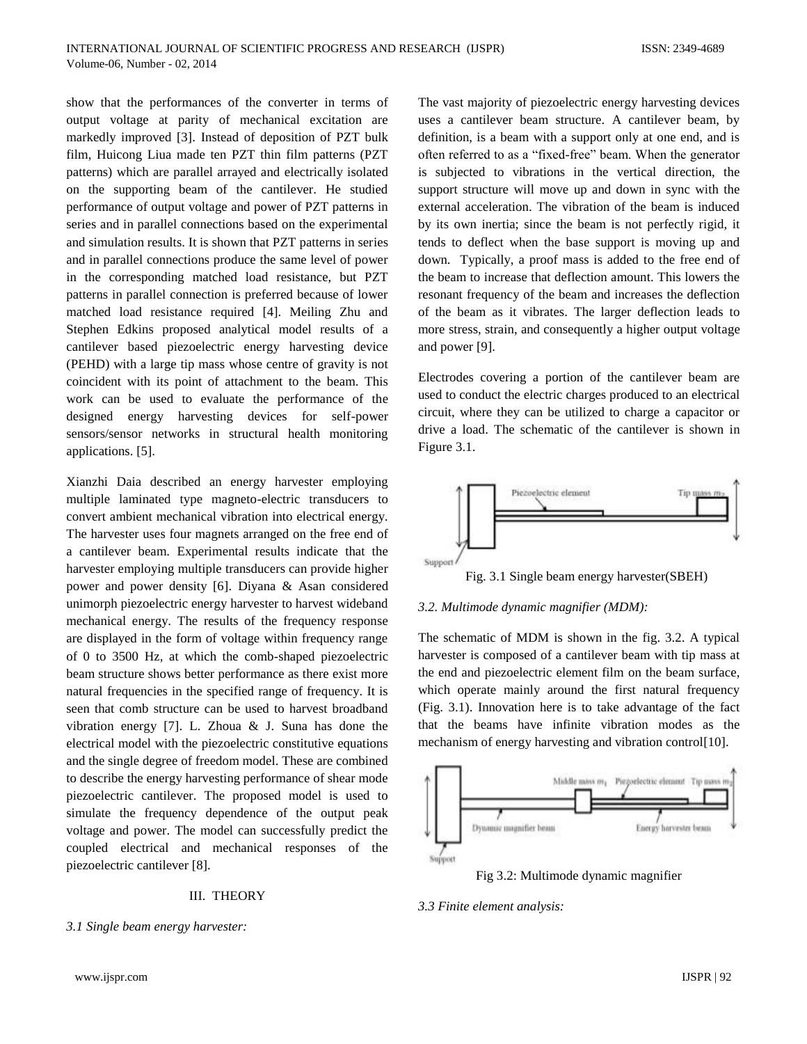show that the performances of the converter in terms of output voltage at parity of mechanical excitation are markedly improved [3]. Instead of deposition of PZT bulk film, Huicong Liua made ten PZT thin film patterns (PZT patterns) which are parallel arrayed and electrically isolated on the supporting beam of the cantilever. He studied performance of output voltage and power of PZT patterns in series and in parallel connections based on the experimental and simulation results. It is shown that PZT patterns in series and in parallel connections produce the same level of power in the corresponding matched load resistance, but PZT patterns in parallel connection is preferred because of lower matched load resistance required [4]. Meiling Zhu and Stephen Edkins proposed analytical model results of a cantilever based piezoelectric energy harvesting device (PEHD) with a large tip mass whose centre of gravity is not coincident with its point of attachment to the beam. This work can be used to evaluate the performance of the designed energy harvesting devices for self-power sensors/sensor networks in structural health monitoring applications. [5].

Xianzhi Daia described an energy harvester employing multiple laminated type magneto-electric transducers to convert ambient mechanical vibration into electrical energy. The harvester uses four magnets arranged on the free end of a cantilever beam. Experimental results indicate that the harvester employing multiple transducers can provide higher power and power density [6]. Diyana & Asan considered unimorph piezoelectric energy harvester to harvest wideband mechanical energy. The results of the frequency response are displayed in the form of voltage within frequency range of 0 to 3500 Hz, at which the comb-shaped piezoelectric beam structure shows better performance as there exist more natural frequencies in the specified range of frequency. It is seen that comb structure can be used to harvest broadband vibration energy [7]. L. Zhoua & J. Suna has done the electrical model with the piezoelectric constitutive equations and the single degree of freedom model. These are combined to describe the energy harvesting performance of shear mode piezoelectric cantilever. The proposed model is used to simulate the frequency dependence of the output peak voltage and power. The model can successfully predict the coupled electrical and mechanical responses of the piezoelectric cantilever [8].

## III. THEORY

*3.1 Single beam energy harvester:*

The vast majority of piezoelectric energy harvesting devices uses a cantilever beam structure. A cantilever beam, by definition, is a beam with a support only at one end, and is often referred to as a "fixed-free" beam. When the generator is subjected to vibrations in the vertical direction, the support structure will move up and down in sync with the external acceleration. The vibration of the beam is induced by its own inertia; since the beam is not perfectly rigid, it tends to deflect when the base support is moving up and down. Typically, a proof mass is added to the free end of the beam to increase that deflection amount. This lowers the resonant frequency of the beam and increases the deflection of the beam as it vibrates. The larger deflection leads to more stress, strain, and consequently a higher output voltage and power [9].

Electrodes covering a portion of the cantilever beam are used to conduct the electric charges produced to an electrical circuit, where they can be utilized to charge a capacitor or drive a load. The schematic of the cantilever is shown in Figure 3.1.

Fig. 3.1 Single beam energy harvester(SBEH)

*3.2. Multimode dynamic magnifier (MDM):*

The schematic of MDM is shown in the fig. 3.2. A typical harvester is composed of a cantilever beam with tip mass at the end and piezoelectric element film on the beam surface, which operate mainly around the first natural frequency (Fig. 3.1). Innovation here is to take advantage of the fact that the beams have infinite vibration modes as the mechanism of energy harvesting and vibration control[10].

Fig 3.2: Multimode dynamic magnifier

*3.3 Finite element analysis:*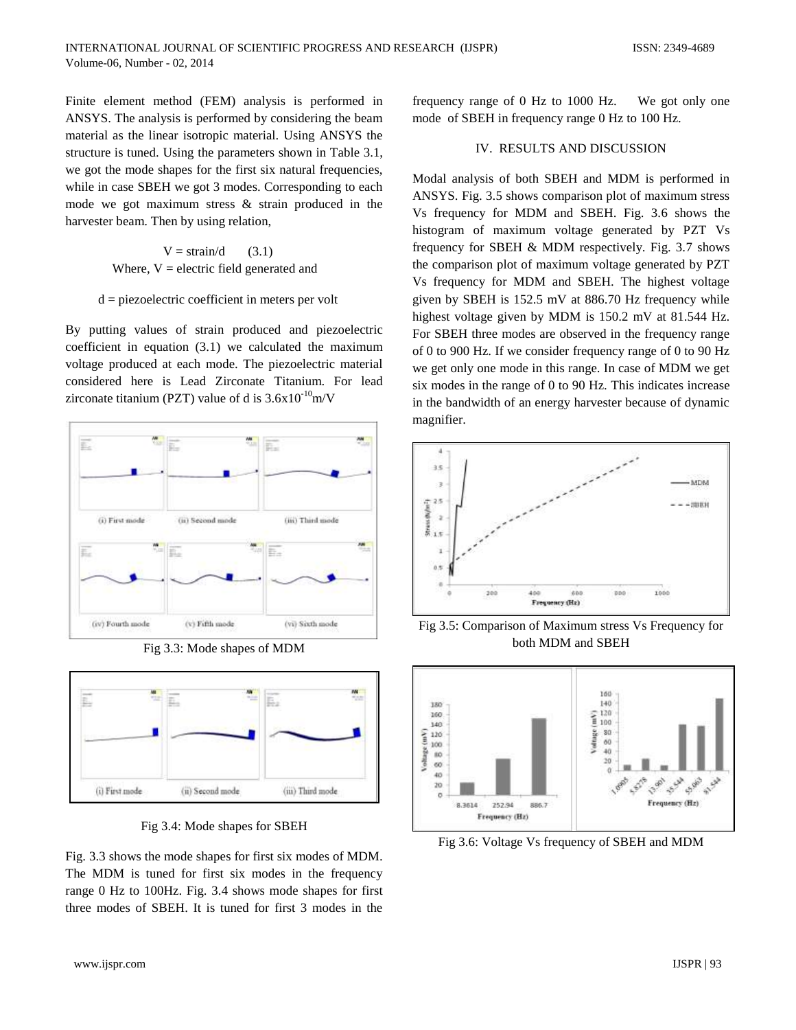Finite element method (FEM) analysis is performed in ANSYS. The analysis is performed by considering the beam material as the linear isotropic material. Using ANSYS the structure is tuned. Using the parameters shown in Table 3.1, we got the mode shapes for the first six natural frequencies, while in case SBEH we got 3 modes. Corresponding to each mode we got maximum stress & strain produced in the harvester beam. Then by using relation,

$$V = \text{strain}/d \qquad (3.1)$$

Where, V = electric field generated and

d = piezoelectric coefficient in meters per volt

By putting values of strain produced and piezoelectric coefficient in equation (3.1) we calculated the maximum voltage produced at each mode. The piezoelectric material considered here is Lead Zirconate Titanium. For lead zirconate titanium (PZT) value of d is $3.6 \times 10^{-10}$ m/V

Fig 3.3: Mode shapes of MDM

Fig 3.4: Mode shapes for SBEH

Fig. 3.3 shows the mode shapes for first six modes of MDM. The MDM is tuned for first six modes in the frequency range 0 Hz to 100Hz. Fig. 3.4 shows mode shapes for first three modes of SBEH. It is tuned for first 3 modes in the frequency range of 0 Hz to 1000 Hz. We got only one mode of SBEH in frequency range 0 Hz to 100 Hz.

## IV. RESULTS AND DISCUSSION

Modal analysis of both SBEH and MDM is performed in ANSYS. Fig. 3.5 shows comparison plot of maximum stress Vs frequency for MDM and SBEH. Fig. 3.6 shows the histogram of maximum voltage generated by PZT Vs frequency for SBEH & MDM respectively. Fig. 3.7 shows the comparison plot of maximum voltage generated by PZT Vs frequency for MDM and SBEH. The highest voltage given by SBEH is 152.5 mV at 886.70 Hz frequency while highest voltage given by MDM is 150.2 mV at 81.544 Hz. For SBEH three modes are observed in the frequency range of 0 to 900 Hz. If we consider frequency range of 0 to 90 Hz we get only one mode in this range. In case of MDM we get six modes in the range of 0 to 90 Hz. This indicates increase in the bandwidth of an energy harvester because of dynamic magnifier.

Fig 3.5: Comparison of Maximum stress Vs Frequency for both MDM and SBEH

Fig 3.6: Voltage Vs frequency of SBEH and MDM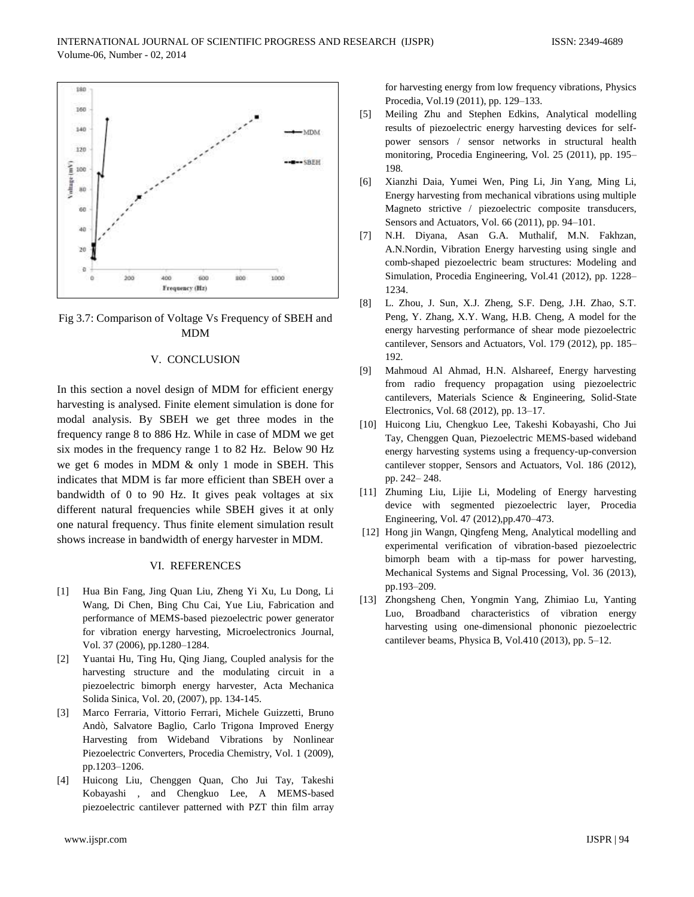180
160
140
120
100
80
60
40
20
0

0 200 400 600 800 1000

Voltage (mV)

Frequency (Hz)

MDM

SBEH

Fig 3.7: Comparison of Voltage Vs Frequency of SBEH and MDM

## V. CONCLUSION

In this section a novel design of MDM for efficient energy harvesting is analysed. Finite element simulation is done for modal analysis. By SBEH we get three modes in the frequency range 8 to 886 Hz. While in case of MDM we get six modes in the frequency range 1 to 82 Hz. Below 90 Hz we get 6 modes in MDM & only 1 mode in SBEH. This indicates that MDM is far more efficient than SBEH over a bandwidth of 0 to 90 Hz. It gives peak voltages at six different natural frequencies while SBEH gives it at only one natural frequency. Thus finite element simulation result shows increase in bandwidth of energy harvester in MDM.

## VI. REFERENCES

[1] Hua Bin Fang, Jing Quan Liu, Zheng Yi Xu, Lu Dong, Li Wang, Di Chen, Bing Chu Cai, Yue Liu, Fabrication and performance of MEMS-based piezoelectric power generator for vibration energy harvesting, Microelectronics Journal, Vol. 37 (2006), pp.1280–1284.

[2] Yuantai Hu, Ting Hu, Qing Jiang, Coupled analysis for the harvesting structure and the modulating circuit in a piezoelectric bimorph energy harvester, Acta Mechanica Solida Sinica, Vol. 20, (2007), pp. 134-145.

[3] Marco Ferraria, Vittorio Ferrari, Michele Guizzetti, Bruno Andò, Salvatore Baglio, Carlo Trigona Improved Energy Harvesting from Wideband Vibrations by Nonlinear Piezoelectric Converters, Procedia Chemistry, Vol. 1 (2009), pp.1203–1206.

[4] Huicong Liu, Chenggen Quan, Cho Jui Tay, Takeshi Kobayashi , and Chengkuo Lee, A MEMS-based piezoelectric cantilever patterned with PZT thin film array for harvesting energy from low frequency vibrations, Physics Procedia, Vol.19 (2011), pp. 129–133.

[5] Meiling Zhu and Stephen Edkins, Analytical modelling results of piezoelectric energy harvesting devices for self-power sensors / sensor networks in structural health monitoring, Procedia Engineering, Vol. 25 (2011), pp. 195–198.

[6] Xianzhi Daia, Yumei Wen, Ping Li, Jin Yang, Ming Li, Energy harvesting from mechanical vibrations using multiple Magneto strictive / piezoelectric composite transducers, Sensors and Actuators, Vol. 66 (2011), pp. 94–101.

[7] N.H. Diyana, Asan G.A. Muthalif, M.N. Fakhzan, A.N.Nordin, Vibration Energy harvesting using single and comb-shaped piezoelectric beam structures: Modeling and Simulation, Procedia Engineering, Vol.41 (2012), pp. 1228–1234.

[8] L. Zhou, J. Sun, X.J. Zheng, S.F. Deng, J.H. Zhao, S.T. Peng, Y. Zhang, X.Y. Wang, H.B. Cheng, A model for the energy harvesting performance of shear mode piezoelectric cantilever, Sensors and Actuators, Vol. 179 (2012), pp. 185–192.

[9] Mahmoud Al Ahmad, H.N. Alshareef, Energy harvesting from radio frequency propagation using piezoelectric cantilevers, Materials Science & Engineering, Solid-State Electronics, Vol. 68 (2012), pp. 13–17.

[10] Huicong Liu, Chengkuo Lee, Takeshi Kobayashi, Cho Jui Tay, Chenggen Quan, Piezoelectric MEMS-based wideband energy harvesting systems using a frequency-up-conversion cantilever stopper, Sensors and Actuators, Vol. 186 (2012), pp. 242– 248.

[11] Zhuming Liu, Lijie Li, Modeling of Energy harvesting device with segmented piezoelectric layer, Procedia Engineering, Vol. 47 (2012),pp.470–473.

[12] Hong jin Wangn, Qingfeng Meng, Analytical modelling and experimental verification of vibration-based piezoelectric bimorph beam with a tip-mass for power harvesting, Mechanical Systems and Signal Processing, Vol. 36 (2013), pp.193–209.

[13] Zhongsheng Chen, Yongmin Yang, Zhimiao Lu, Yanting Luo, Broadband characteristics of vibration energy harvesting using one-dimensional phononic piezoelectric cantilever beams, Physica B, Vol.410 (2013), pp. 5–12.